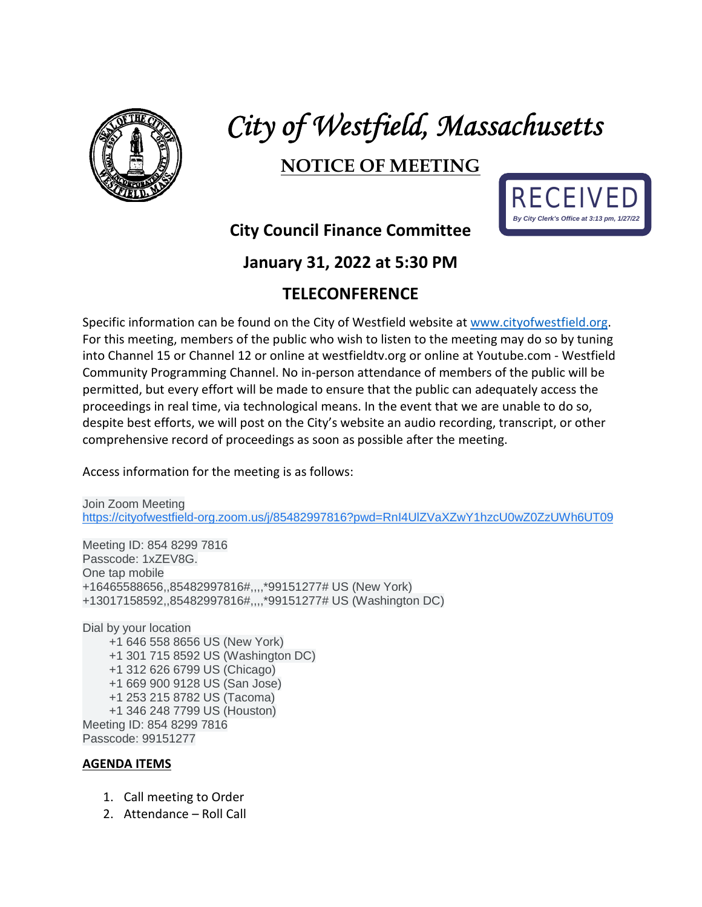# City of Westfield, Massachusetts

## NOTICE OF MEETING

RECEIVED
*By City Clerk's Office at 3:13 pm, 1/27/22*

**City Council Finance Committee**

**January 31, 2022 at 5:30 PM**

**TELECONFERENCE**

Specific information can be found on the City of Westfield website at www.cityofwestfield.org. For this meeting, members of the public who wish to listen to the meeting may do so by tuning into Channel 15 or Channel 12 or online at westfieldtv.org or online at Youtube.com - Westfield Community Programming Channel. No in-person attendance of members of the public will be permitted, but every effort will be made to ensure that the public can adequately access the proceedings in real time, via technological means. In the event that we are unable to do so, despite best efforts, we will post on the City's website an audio recording, transcript, or other comprehensive record of proceedings as soon as possible after the meeting.

Access information for the meeting is as follows:

Join Zoom Meeting
https://cityofwestfield-org.zoom.us/j/85482997816?pwd=RnI4UlZVaXZwY1hzcU0wZ0ZzUWh6UT09

Meeting ID: 854 8299 7816
Passcode: 1xZEV8G.
One tap mobile
+16465588656,,85482997816#,,,,*99151277# US (New York)
+13017158592,,85482997816#,,,,*99151277# US (Washington DC)

Dial by your location
- +1 646 558 8656 US (New York)
- +1 301 715 8592 US (Washington DC)
- +1 312 626 6799 US (Chicago)
- +1 669 900 9128 US (San Jose)
- +1 253 215 8782 US (Tacoma)
- +1 346 248 7799 US (Houston)

Meeting ID: 854 8299 7816
Passcode: 99151277

**AGENDA ITEMS**

1. Call meeting to Order
2. Attendance – Roll Call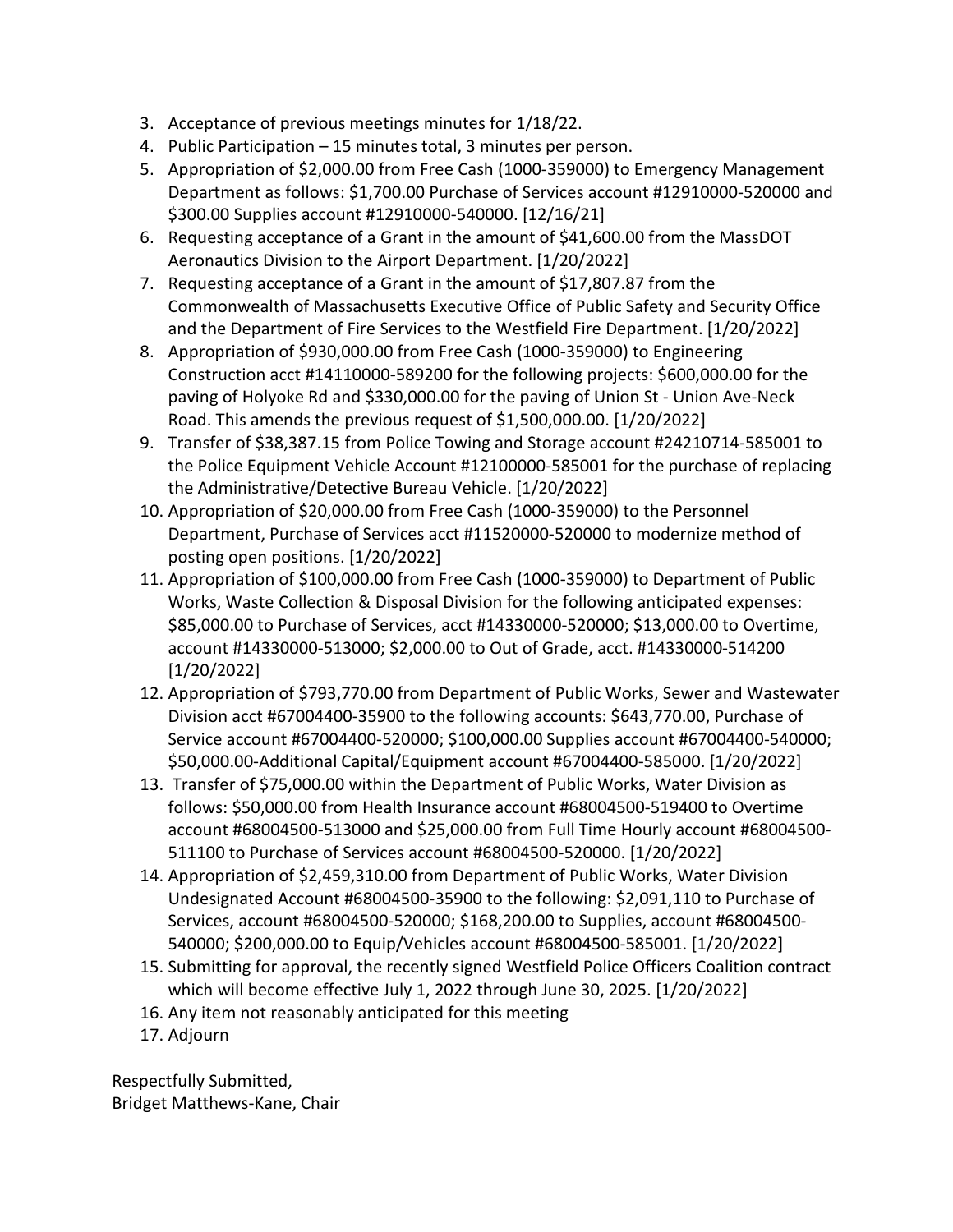3. Acceptance of previous meetings minutes for 1/18/22.
4. Public Participation – 15 minutes total, 3 minutes per person.
5. Appropriation of $2,000.00 from Free Cash (1000-359000) to Emergency Management Department as follows: $1,700.00 Purchase of Services account #12910000-520000 and $300.00 Supplies account #12910000-540000. [12/16/21]
6. Requesting acceptance of a Grant in the amount of $41,600.00 from the MassDOT Aeronautics Division to the Airport Department. [1/20/2022]
7. Requesting acceptance of a Grant in the amount of $17,807.87 from the Commonwealth of Massachusetts Executive Office of Public Safety and Security Office and the Department of Fire Services to the Westfield Fire Department. [1/20/2022]
8. Appropriation of $930,000.00 from Free Cash (1000-359000) to Engineering Construction acct #14110000-589200 for the following projects: $600,000.00 for the paving of Holyoke Rd and $330,000.00 for the paving of Union St - Union Ave-Neck Road. This amends the previous request of $1,500,000.00. [1/20/2022]
9. Transfer of $38,387.15 from Police Towing and Storage account #24210714-585001 to the Police Equipment Vehicle Account #12100000-585001 for the purchase of replacing the Administrative/Detective Bureau Vehicle. [1/20/2022]
10. Appropriation of $20,000.00 from Free Cash (1000-359000) to the Personnel Department, Purchase of Services acct #11520000-520000 to modernize method of posting open positions. [1/20/2022]
11. Appropriation of $100,000.00 from Free Cash (1000-359000) to Department of Public Works, Waste Collection & Disposal Division for the following anticipated expenses: $85,000.00 to Purchase of Services, acct #14330000-520000; $13,000.00 to Overtime, account #14330000-513000; $2,000.00 to Out of Grade, acct. #14330000-514200 [1/20/2022]
12. Appropriation of $793,770.00 from Department of Public Works, Sewer and Wastewater Division acct #67004400-35900 to the following accounts: $643,770.00, Purchase of Service account #67004400-520000; $100,000.00 Supplies account #67004400-540000; $50,000.00-Additional Capital/Equipment account #67004400-585000. [1/20/2022]
13. Transfer of $75,000.00 within the Department of Public Works, Water Division as follows: $50,000.00 from Health Insurance account #68004500-519400 to Overtime account #68004500-513000 and $25,000.00 from Full Time Hourly account #68004500-511100 to Purchase of Services account #68004500-520000. [1/20/2022]
14. Appropriation of $2,459,310.00 from Department of Public Works, Water Division Undesignated Account #68004500-35900 to the following: $2,091,110 to Purchase of Services, account #68004500-520000; $168,200.00 to Supplies, account #68004500-540000; $200,000.00 to Equip/Vehicles account #68004500-585001. [1/20/2022]
15. Submitting for approval, the recently signed Westfield Police Officers Coalition contract which will become effective July 1, 2022 through June 30, 2025. [1/20/2022]
16. Any item not reasonably anticipated for this meeting
17. Adjourn

Respectfully Submitted,
Bridget Matthews-Kane, Chair